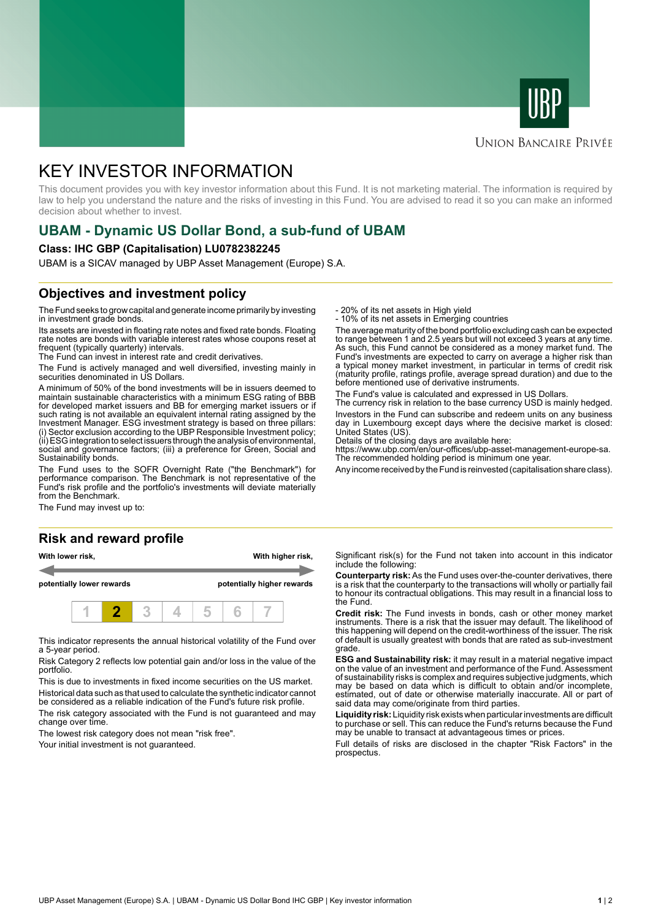UBP

Union Bancaire Privée

# KEY INVESTOR INFORMATION

This document provides you with key investor information about this Fund. It is not marketing material. The information is required by law to help you understand the nature and the risks of investing in this Fund. You are advised to read it so you can make an informed decision about whether to invest.

## UBAM - Dynamic US Dollar Bond, a sub-fund of UBAM

### Class: IHC GBP (Capitalisation) LU0782382245

UBAM is a SICAV managed by UBP Asset Management (Europe) S.A.

## Objectives and investment policy

The Fund seeks to grow capital and generate income primarily by investing in investment grade bonds.

Its assets are invested in floating rate notes and fixed rate bonds. Floating rate notes are bonds with variable interest rates whose coupons reset at frequent (typically quarterly) intervals.
The Fund can invest in interest rate and credit derivatives.

The Fund is actively managed and well diversified, investing mainly in securities denominated in US Dollars.

A minimum of 50% of the bond investments will be in issuers deemed to maintain sustainable characteristics with a minimum ESG rating of BBB for developed market issuers and BB for emerging market issuers or if such rating is not available an equivalent internal rating assigned by the Investment Manager. ESG investment strategy is based on three pillars: (i) Sector exclusion according to the UBP Responsible Investment policy; (ii) ESG integration to select issuers through the analysis of environmental, social and governance factors; (iii) a preference for Green, Social and Sustainability bonds.

The Fund uses to the SOFR Overnight Rate ("the Benchmark") for performance comparison. The Benchmark is not representative of the Fund's risk profile and the portfolio's investments will deviate materially from the Benchmark.

The Fund may invest up to:

- 20% of its net assets in High yield
- 10% of its net assets in Emerging countries

The average maturity of the bond portfolio excluding cash can be expected to range between 1 and 2.5 years but will not exceed 3 years at any time. As such, this Fund cannot be considered as a money market fund. The Fund's investments are expected to carry on average a higher risk than a typical money market investment, in particular in terms of credit risk (maturity profile, ratings profile, average spread duration) and due to the before mentioned use of derivative instruments.

The Fund's value is calculated and expressed in US Dollars.
The currency risk in relation to the base currency USD is mainly hedged.

Investors in the Fund can subscribe and redeem units on any business day in Luxembourg except days where the decisive market is closed: United States (US).
Details of the closing days are available here:
https://www.ubp.com/en/our-offices/ubp-asset-management-europe-sa.
The recommended holding period is minimum one year.

Any income received by the Fund is reinvested (capitalisation share class).

## Risk and reward profile

| With lower risk, potentially lower rewards | | | | | | With higher risk, potentially higher rewards |
|---|---|---|---|---|---|---|
| 1 | **2** | 3 | 4 | 5 | 6 | 7 |

This indicator represents the annual historical volatility of the Fund over a 5-year period.

Risk Category 2 reflects low potential gain and/or loss in the value of the portfolio.

This is due to investments in fixed income securities on the US market.

Historical data such as that used to calculate the synthetic indicator cannot be considered as a reliable indication of the Fund's future risk profile.

The risk category associated with the Fund is not guaranteed and may change over time.

The lowest risk category does not mean "risk free".

Your initial investment is not guaranteed.

Significant risk(s) for the Fund not taken into account in this indicator include the following:

**Counterparty risk:** As the Fund uses over-the-counter derivatives, there is a risk that the counterparty to the transactions will wholly or partially fail to honour its contractual obligations. This may result in a financial loss to the Fund.

**Credit risk:** The Fund invests in bonds, cash or other money market instruments. There is a risk that the issuer may default. The likelihood of this happening will depend on the credit-worthiness of the issuer. The risk of default is usually greatest with bonds that are rated as sub-investment grade.

**ESG and Sustainability risk:** it may result in a material negative impact on the value of an investment and performance of the Fund. Assessment of sustainability risks is complex and requires subjective judgments, which may be based on data which is difficult to obtain and/or incomplete, estimated, out of date or otherwise materially inaccurate. All or part of said data may come/originate from third parties.

**Liquidity risk:** Liquidity risk exists when particular investments are difficult to purchase or sell. This can reduce the Fund's returns because the Fund may be unable to transact at advantageous times or prices.

Full details of risks are disclosed in the chapter "Risk Factors" in the prospectus.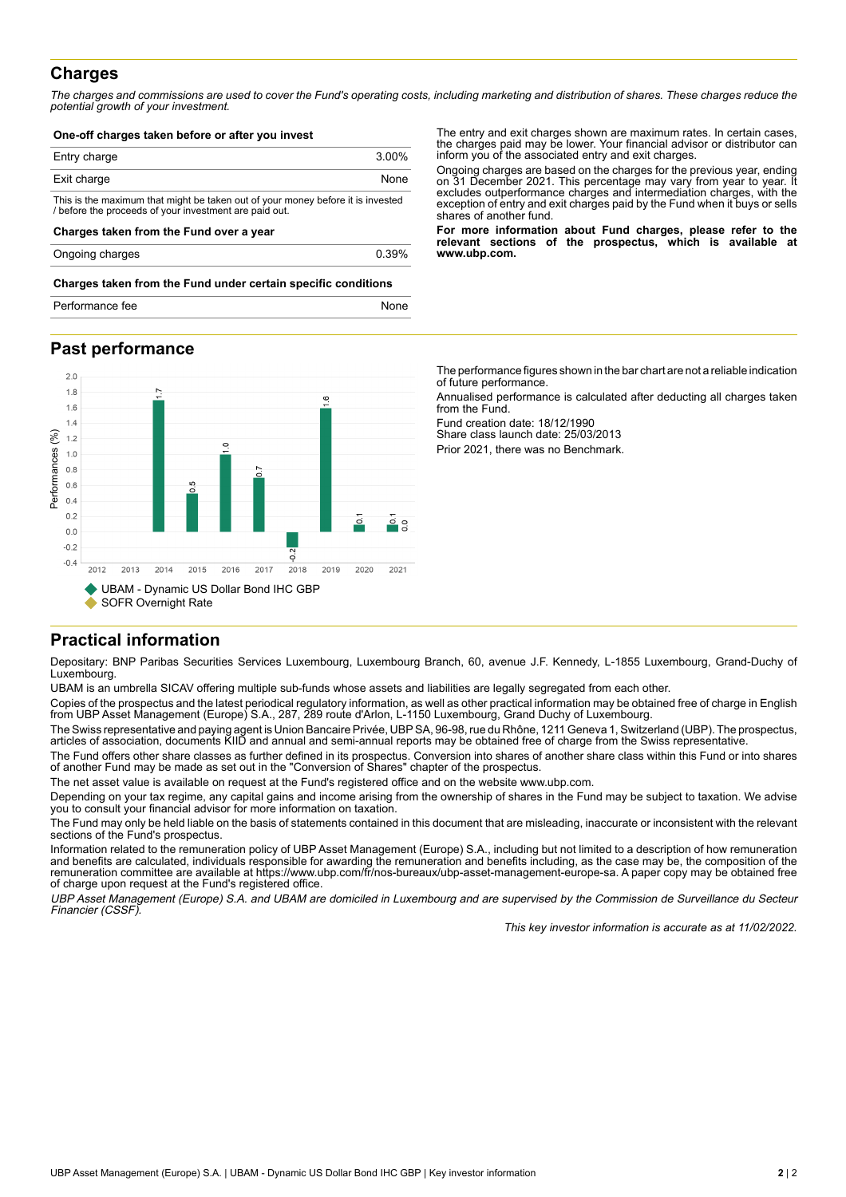## Charges

*The charges and commissions are used to cover the Fund's operating costs, including marketing and distribution of shares. These charges reduce the potential growth of your investment.*

| One-off charges taken before or after you invest | |
|---|---|
| Entry charge | 3.00% |
| Exit charge | None |

This is the maximum that might be taken out of your money before it is invested / before the proceeds of your investment are paid out.

| Charges taken from the Fund over a year | |
|---|---|
| Ongoing charges | 0.39% |

| Charges taken from the Fund under certain specific conditions | |
|---|---|
| Performance fee | None |

The entry and exit charges shown are maximum rates. In certain cases, the charges paid may be lower. Your financial advisor or distributor can inform you of the associated entry and exit charges.

Ongoing charges are based on the charges for the previous year, ending on 31 December 2021. This percentage may vary from year to year. It excludes outperformance charges and intermediation charges, with the exception of entry and exit charges paid by the Fund when it buys or sells shares of another fund.

**For more information about Fund charges, please refer to the relevant sections of the prospectus, which is available at www.ubp.com.**

## Past performance

Performances (%)

2.0
1.8
1.6
1.4
1.2
1.0
0.8
0.6
0.4
0.2
0.0
-0.2
-0.4

2012 2013 2014 2015 2016 2017 2018 2019 2020 2021

1.7
0.5
1.0
0.7
-0.2
1.6
0.1
0.1
0.0

UBAM - Dynamic US Dollar Bond IHC GBP
SOFR Overnight Rate

The performance figures shown in the bar chart are not a reliable indication of future performance.

Annualised performance is calculated after deducting all charges taken from the Fund.

Fund creation date: 18/12/1990
Share class launch date: 25/03/2013

Prior 2021, there was no Benchmark.

## Practical information

Depositary: BNP Paribas Securities Services Luxembourg, Luxembourg Branch, 60, avenue J.F. Kennedy, L-1855 Luxembourg, Grand-Duchy of Luxembourg.

UBAM is an umbrella SICAV offering multiple sub-funds whose assets and liabilities are legally segregated from each other.

Copies of the prospectus and the latest periodical regulatory information, as well as other practical information may be obtained free of charge in English from UBP Asset Management (Europe) S.A., 287, 289 route d'Arlon, L-1150 Luxembourg, Grand Duchy of Luxembourg.

The Swiss representative and paying agent is Union Bancaire Privée, UBP SA, 96-98, rue du Rhône, 1211 Geneva 1, Switzerland (UBP). The prospectus, articles of association, documents KIID and annual and semi-annual reports may be obtained free of charge from the Swiss representative.

The Fund offers other share classes as further defined in its prospectus. Conversion into shares of another share class within this Fund or into shares of another Fund may be made as set out in the "Conversion of Shares" chapter of the prospectus.

The net asset value is available on request at the Fund's registered office and on the website www.ubp.com.

Depending on your tax regime, any capital gains and income arising from the ownership of shares in the Fund may be subject to taxation. We advise you to consult your financial advisor for more information on taxation.

The Fund may only be held liable on the basis of statements contained in this document that are misleading, inaccurate or inconsistent with the relevant sections of the Fund's prospectus.

Information related to the remuneration policy of UBP Asset Management (Europe) S.A., including but not limited to a description of how remuneration and benefits are calculated, individuals responsible for awarding the remuneration and benefits including, as the case may be, the composition of the remuneration committee are available at https://www.ubp.com/fr/nos-bureaux/ubp-asset-management-europe-sa. A paper copy may be obtained free of charge upon request at the Fund's registered office.

*UBP Asset Management (Europe) S.A. and UBAM are domiciled in Luxembourg and are supervised by the Commission de Surveillance du Secteur Financier (CSSF).*

*This key investor information is accurate as at 11/02/2022.*